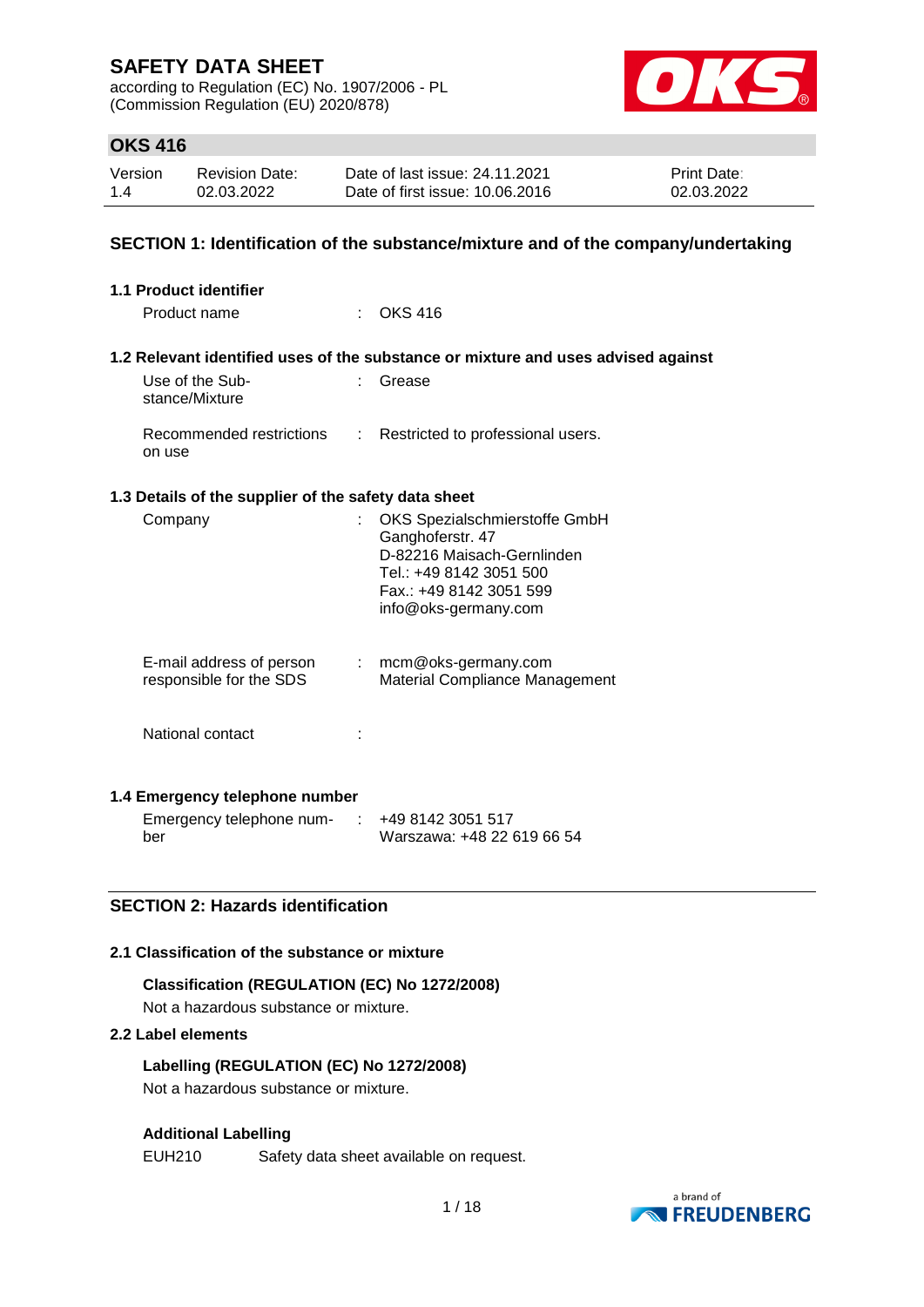# SAFETY DATA SHEET

according to Regulation (EC) No. 1907/2006 - PL
(Commission Regulation (EU) 2020/878)

## OKS 416

| Version | Revision Date: | Date of last issue: 24.11.2021 | Print Date: |
|---|---|---|---|
| 1.4 | 02.03.2022 | Date of first issue: 10.06.2016 | 02.03.2022 |

## SECTION 1: Identification of the substance/mixture and of the company/undertaking

### 1.1 Product identifier

Product name : OKS 416

### 1.2 Relevant identified uses of the substance or mixture and uses advised against

Use of the Substance/Mixture : Grease

Recommended restrictions on use : Restricted to professional users.

### 1.3 Details of the supplier of the safety data sheet

Company : OKS Spezialschmierstoffe GmbH
Ganghoferstr. 47
D-82216 Maisach-Gernlinden
Tel.: +49 8142 3051 500
Fax.: +49 8142 3051 599
info@oks-germany.com

E-mail address of person responsible for the SDS : mcm@oks-germany.com
Material Compliance Management

National contact :

### 1.4 Emergency telephone number

Emergency telephone number : +49 8142 3051 517
Warszawa: +48 22 619 66 54

## SECTION 2: Hazards identification

### 2.1 Classification of the substance or mixture

**Classification (REGULATION (EC) No 1272/2008)**

Not a hazardous substance or mixture.

### 2.2 Label elements

**Labelling (REGULATION (EC) No 1272/2008)**

Not a hazardous substance or mixture.

**Additional Labelling**

EUH210 Safety data sheet available on request.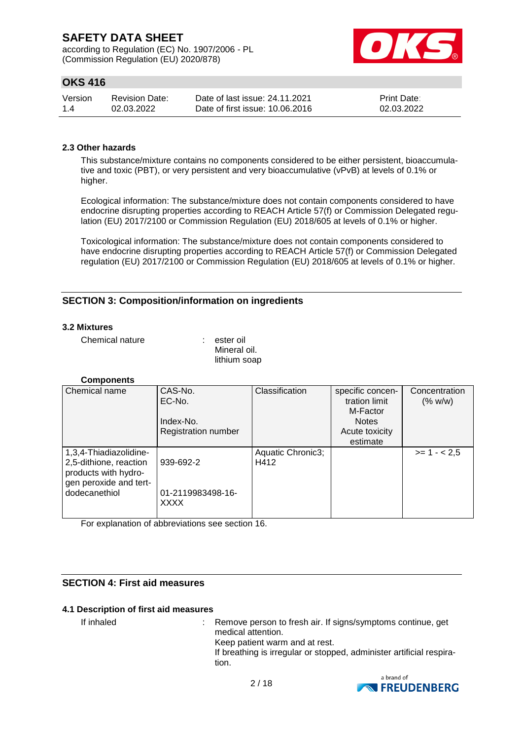### 2.3 Other hazards

This substance/mixture contains no components considered to be either persistent, bioaccumulative and toxic (PBT), or very persistent and very bioaccumulative (vPvB) at levels of 0.1% or higher.

Ecological information: The substance/mixture does not contain components considered to have endocrine disrupting properties according to REACH Article 57(f) or Commission Delegated regulation (EU) 2017/2100 or Commission Regulation (EU) 2018/605 at levels of 0.1% or higher.

Toxicological information: The substance/mixture does not contain components considered to have endocrine disrupting properties according to REACH Article 57(f) or Commission Delegated regulation (EU) 2017/2100 or Commission Regulation (EU) 2018/605 at levels of 0.1% or higher.

## SECTION 3: Composition/information on ingredients

### 3.2 Mixtures

Chemical nature : ester oil
Mineral oil.
lithium soap

**Components**

| Chemical name | CAS-No.<br>EC-No.<br>Index-No.<br>Registration number | Classification | specific concentration limit<br>M-Factor<br>Notes<br>Acute toxicity estimate | Concentration (% w/w) |
|---|---|---|---|---|
| 1,3,4-Thiadiazolidine-2,5-dithione, reaction products with hydrogen peroxide and tert-dodecanethiol | 939-692-2<br>01-2119983498-16-XXXX | Aquatic Chronic3; H412 | | >= 1 - < 2,5 |

For explanation of abbreviations see section 16.

## SECTION 4: First aid measures

### 4.1 Description of first aid measures

If inhaled : Remove person to fresh air. If signs/symptoms continue, get medical attention.
Keep patient warm and at rest.
If breathing is irregular or stopped, administer artificial respiration.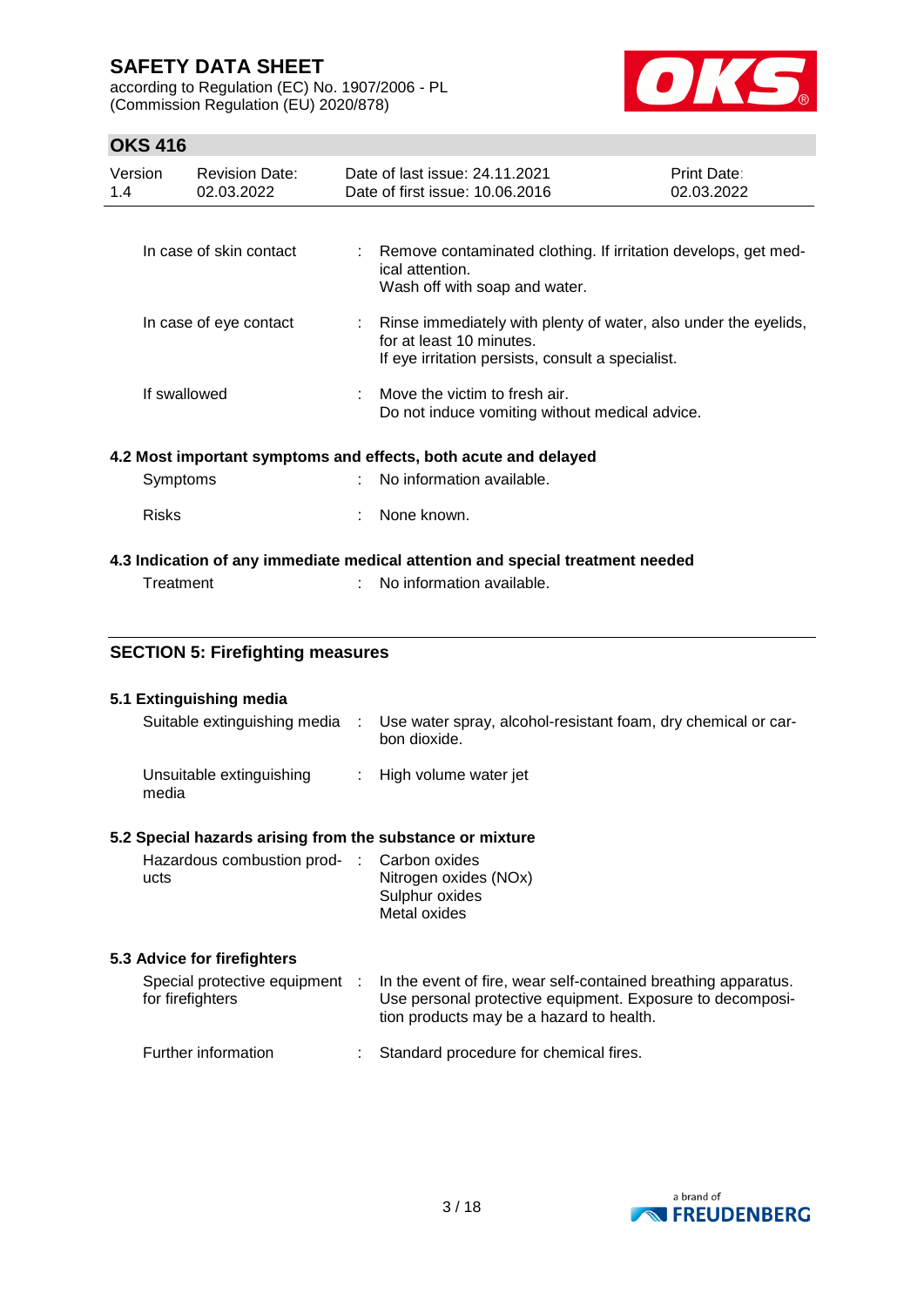| | | |
|---|---|---|
| In case of skin contact | : | Remove contaminated clothing. If irritation develops, get medical attention.<br>Wash off with soap and water. |
| In case of eye contact | : | Rinse immediately with plenty of water, also under the eyelids, for at least 10 minutes.<br>If eye irritation persists, consult a specialist. |
| If swallowed | : | Move the victim to fresh air.<br>Do not induce vomiting without medical advice. |

### 4.2 Most important symptoms and effects, both acute and delayed

| | | |
|---|---|---|
| Symptoms | : | No information available. |
| Risks | : | None known. |

### 4.3 Indication of any immediate medical attention and special treatment needed

| | | |
|---|---|---|
| Treatment | : | No information available. |

## SECTION 5: Firefighting measures

### 5.1 Extinguishing media

| | | |
|---|---|---|
| Suitable extinguishing media | : | Use water spray, alcohol-resistant foam, dry chemical or carbon dioxide. |
| Unsuitable extinguishing media | : | High volume water jet |

### 5.2 Special hazards arising from the substance or mixture

| | | |
|---|---|---|
| Hazardous combustion products | : | Carbon oxides<br>Nitrogen oxides (NOx)<br>Sulphur oxides<br>Metal oxides |

### 5.3 Advice for firefighters

| | | |
|---|---|---|
| Special protective equipment for firefighters | : | In the event of fire, wear self-contained breathing apparatus.<br>Use personal protective equipment. Exposure to decomposition products may be a hazard to health. |
| Further information | : | Standard procedure for chemical fires. |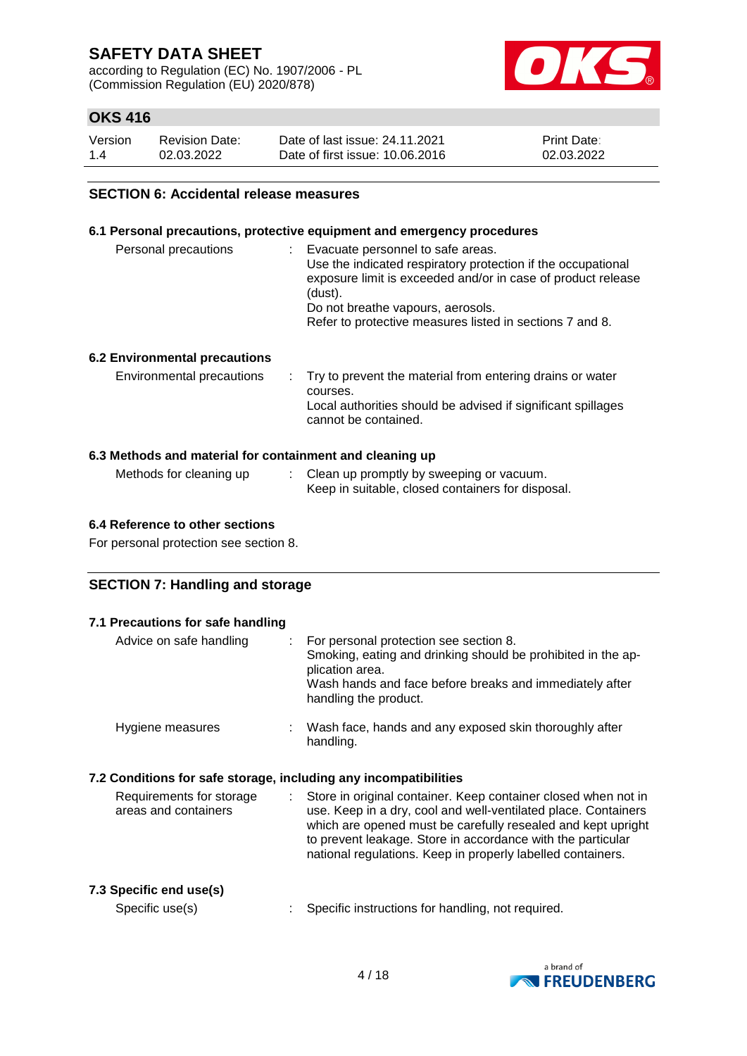## SECTION 6: Accidental release measures

### 6.1 Personal precautions, protective equipment and emergency procedures

| | | |
|---|---|---|
| Personal precautions | : | Evacuate personnel to safe areas.<br>Use the indicated respiratory protection if the occupational exposure limit is exceeded and/or in case of product release (dust).<br>Do not breathe vapours, aerosols.<br>Refer to protective measures listed in sections 7 and 8. |

### 6.2 Environmental precautions

| | | |
|---|---|---|
| Environmental precautions | : | Try to prevent the material from entering drains or water courses.<br>Local authorities should be advised if significant spillages cannot be contained. |

### 6.3 Methods and material for containment and cleaning up

| | | |
|---|---|---|
| Methods for cleaning up | : | Clean up promptly by sweeping or vacuum.<br>Keep in suitable, closed containers for disposal. |

### 6.4 Reference to other sections

For personal protection see section 8.

## SECTION 7: Handling and storage

### 7.1 Precautions for safe handling

| | | |
|---|---|---|
| Advice on safe handling | : | For personal protection see section 8.<br>Smoking, eating and drinking should be prohibited in the application area.<br>Wash hands and face before breaks and immediately after handling the product. |
| Hygiene measures | : | Wash face, hands and any exposed skin thoroughly after handling. |

### 7.2 Conditions for safe storage, including any incompatibilities

| | | |
|---|---|---|
| Requirements for storage areas and containers | : | Store in original container. Keep container closed when not in use. Keep in a dry, cool and well-ventilated place. Containers which are opened must be carefully resealed and kept upright to prevent leakage. Store in accordance with the particular national regulations. Keep in properly labelled containers. |

### 7.3 Specific end use(s)

| | | |
|---|---|---|
| Specific use(s) | : | Specific instructions for handling, not required. |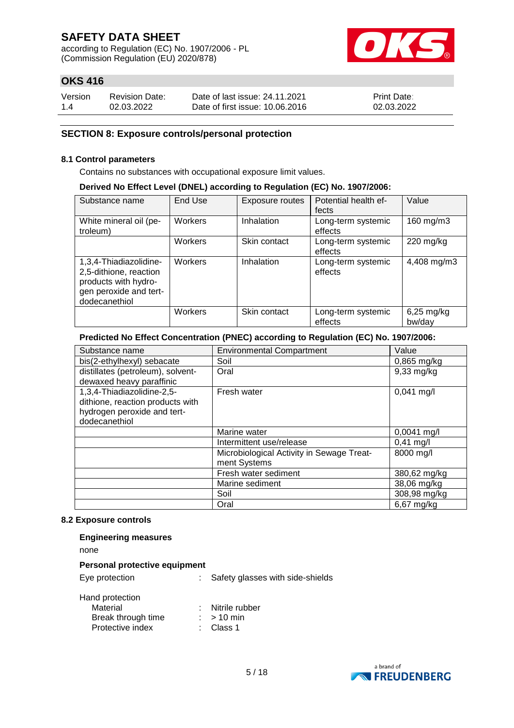## SECTION 8: Exposure controls/personal protection

### 8.1 Control parameters

Contains no substances with occupational exposure limit values.

**Derived No Effect Level (DNEL) according to Regulation (EC) No. 1907/2006:**

| Substance name | End Use | Exposure routes | Potential health effects | Value |
|---|---|---|---|---|
| White mineral oil (petroleum) | Workers | Inhalation | Long-term systemic effects | 160 mg/m3 |
| | Workers | Skin contact | Long-term systemic effects | 220 mg/kg |
| 1,3,4-Thiadiazolidine-2,5-dithione, reaction products with hydrogen peroxide and tert-dodecanethiol | Workers | Inhalation | Long-term systemic effects | 4,408 mg/m3 |
| | Workers | Skin contact | Long-term systemic effects | 6,25 mg/kg bw/day |

**Predicted No Effect Concentration (PNEC) according to Regulation (EC) No. 1907/2006:**

| Substance name | Environmental Compartment | Value |
|---|---|---|
| bis(2-ethylhexyl) sebacate | Soil | 0,865 mg/kg |
| distillates (petroleum), solvent-dewaxed heavy paraffinic | Oral | 9,33 mg/kg |
| 1,3,4-Thiadiazolidine-2,5-dithione, reaction products with hydrogen peroxide and tert-dodecanethiol | Fresh water | 0,041 mg/l |
| | Marine water | 0,0041 mg/l |
| | Intermittent use/release | 0,41 mg/l |
| | Microbiological Activity in Sewage Treatment Systems | 8000 mg/l |
| | Fresh water sediment | 380,62 mg/kg |
| | Marine sediment | 38,06 mg/kg |
| | Soil | 308,98 mg/kg |
| | Oral | 6,67 mg/kg |

### 8.2 Exposure controls

**Engineering measures**

none

**Personal protective equipment**

Eye protection : Safety glasses with side-shields

Hand protection
- Material : Nitrile rubber
- Break through time : > 10 min
- Protective index : Class 1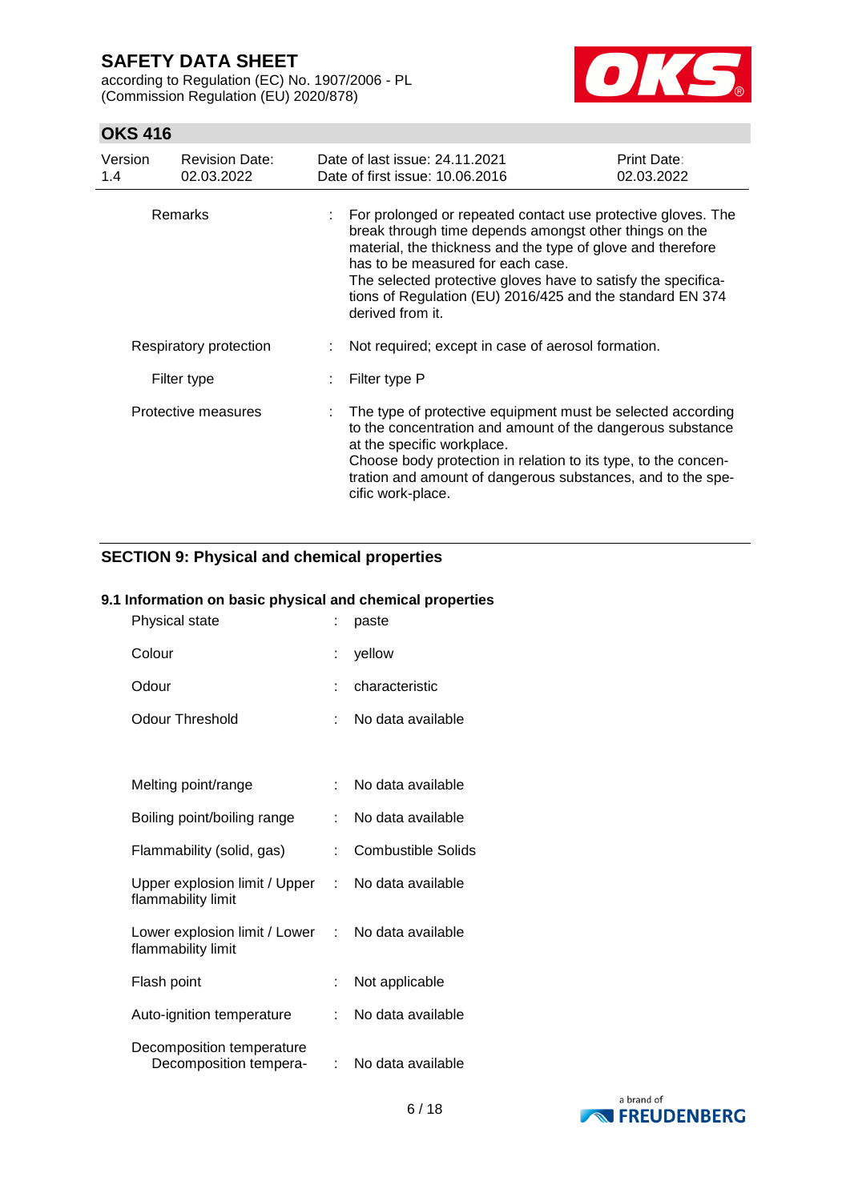| | | |
|---|---|---|
| Remarks | : | For prolonged or repeated contact use protective gloves. The break through time depends amongst other things on the material, the thickness and the type of glove and therefore has to be measured for each case.<br>The selected protective gloves have to satisfy the specifications of Regulation (EU) 2016/425 and the standard EN 374 derived from it. |
| Respiratory protection | : | Not required; except in case of aerosol formation. |
| Filter type | : | Filter type P |
| Protective measures | : | The type of protective equipment must be selected according to the concentration and amount of the dangerous substance at the specific workplace.<br>Choose body protection in relation to its type, to the concentration and amount of dangerous substances, and to the specific work-place. |

## SECTION 9: Physical and chemical properties

### 9.1 Information on basic physical and chemical properties

| | | |
|---|---|---|
| Physical state | : | paste |
| Colour | : | yellow |
| Odour | : | characteristic |
| Odour Threshold | : | No data available |
| Melting point/range | : | No data available |
| Boiling point/boiling range | : | No data available |
| Flammability (solid, gas) | : | Combustible Solids |
| Upper explosion limit / Upper flammability limit | : | No data available |
| Lower explosion limit / Lower flammability limit | : | No data available |
| Flash point | : | Not applicable |
| Auto-ignition temperature | : | No data available |
| Decomposition temperature<br>Decomposition tempera- | : | No data available |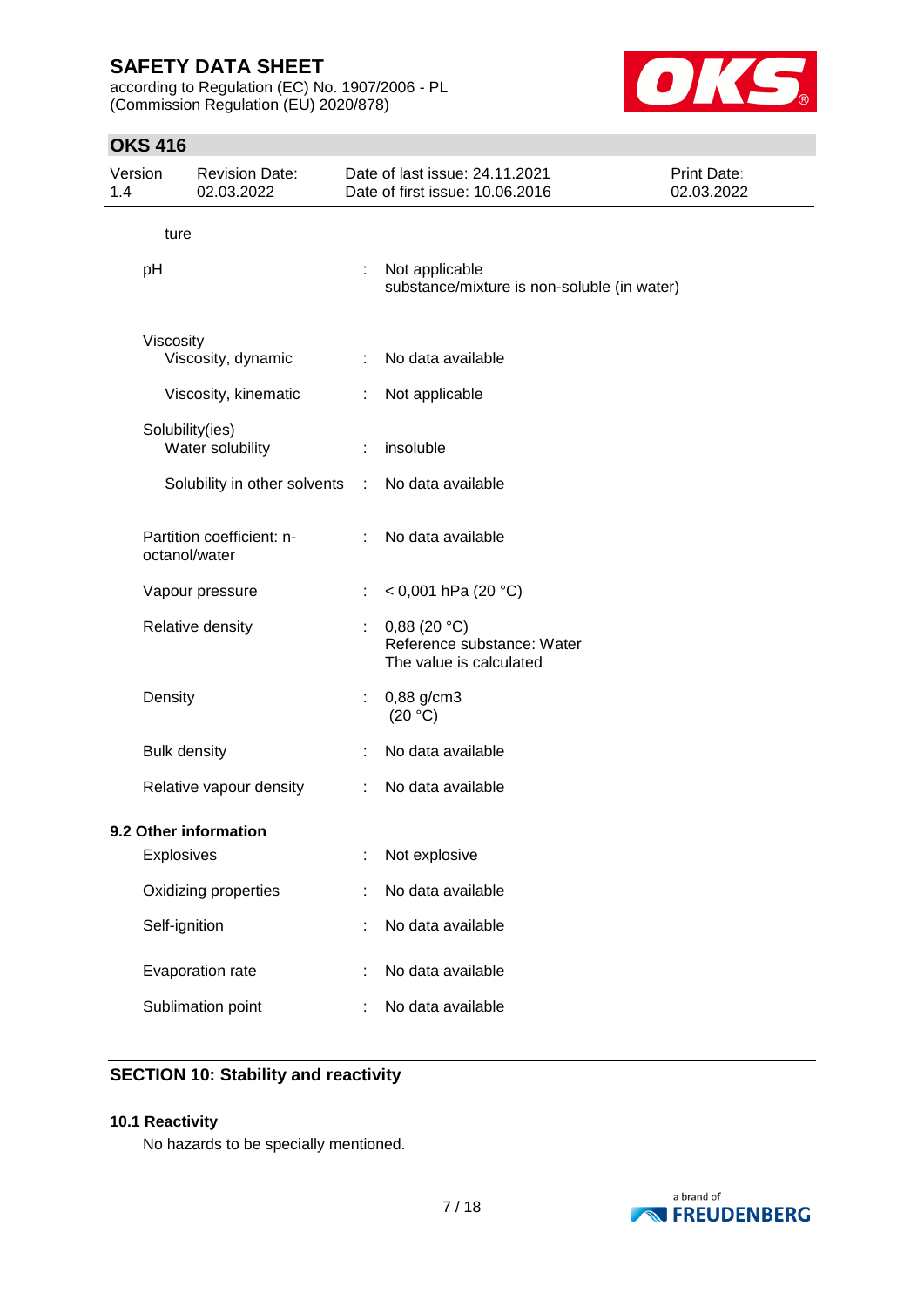ture

| | | |
|---|---|---|
| pH | : | Not applicable<br>substance/mixture is non-soluble (in water) |
| Viscosity | | |
| Viscosity, dynamic | : | No data available |
| Viscosity, kinematic | : | Not applicable |
| Solubility(ies) | | |
| Water solubility | : | insoluble |
| Solubility in other solvents | : | No data available |
| Partition coefficient: n-octanol/water | : | No data available |
| Vapour pressure | : | < 0,001 hPa (20 °C) |
| Relative density | : | 0,88 (20 °C)<br>Reference substance: Water<br>The value is calculated |
| Density | : | 0,88 g/cm3<br>(20 °C) |
| Bulk density | : | No data available |
| Relative vapour density | : | No data available |

**9.2 Other information**

| | | |
|---|---|---|
| Explosives | : | Not explosive |
| Oxidizing properties | : | No data available |
| Self-ignition | : | No data available |
| Evaporation rate | : | No data available |
| Sublimation point | : | No data available |

## SECTION 10: Stability and reactivity

**10.1 Reactivity**

No hazards to be specially mentioned.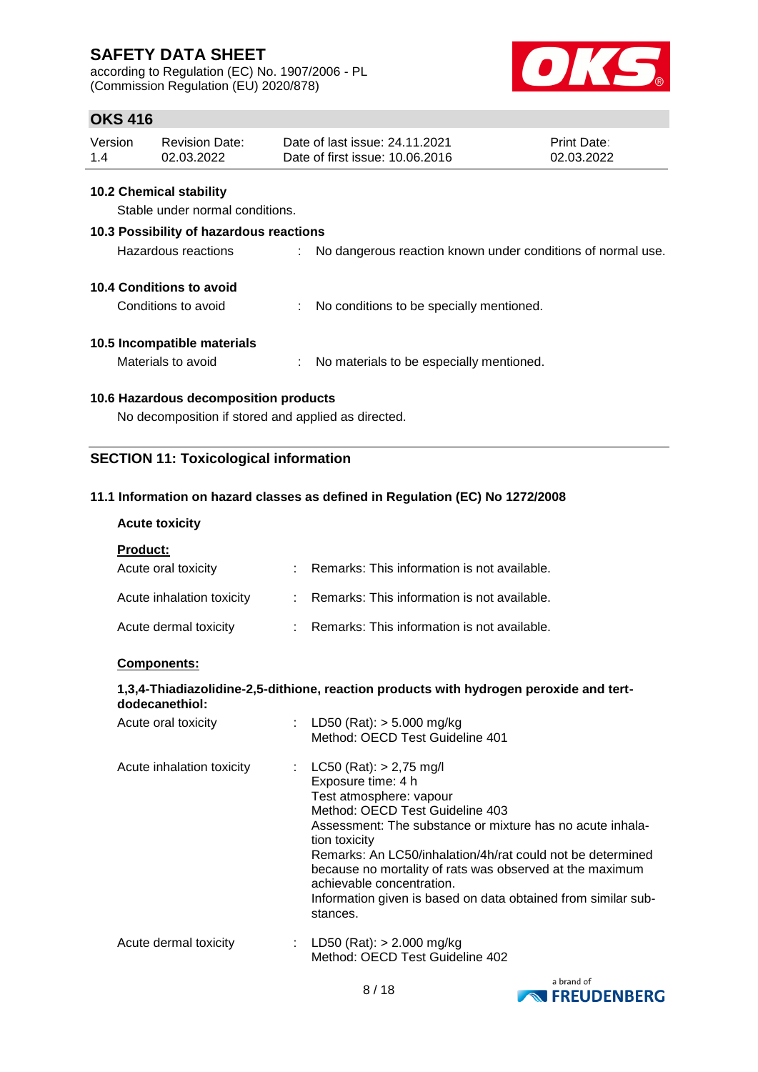### 10.2 Chemical stability

Stable under normal conditions.

### 10.3 Possibility of hazardous reactions

| | | |
|---|---|---|
| Hazardous reactions | : | No dangerous reaction known under conditions of normal use. |

### 10.4 Conditions to avoid

| | | |
|---|---|---|
| Conditions to avoid | : | No conditions to be specially mentioned. |

### 10.5 Incompatible materials

| | | |
|---|---|---|
| Materials to avoid | : | No materials to be especially mentioned. |

### 10.6 Hazardous decomposition products

No decomposition if stored and applied as directed.

## SECTION 11: Toxicological information

### 11.1 Information on hazard classes as defined in Regulation (EC) No 1272/2008

**Acute toxicity**

**Product:**

| | | |
|---|---|---|
| Acute oral toxicity | : | Remarks: This information is not available. |
| Acute inhalation toxicity | : | Remarks: This information is not available. |
| Acute dermal toxicity | : | Remarks: This information is not available. |

**Components:**

**1,3,4-Thiadiazolidine-2,5-dithione, reaction products with hydrogen peroxide and tert-dodecanethiol:**

| | | |
|---|---|---|
| Acute oral toxicity | : | LD50 (Rat): > 5.000 mg/kg<br>Method: OECD Test Guideline 401 |
| Acute inhalation toxicity | : | LC50 (Rat): > 2,75 mg/l<br>Exposure time: 4 h<br>Test atmosphere: vapour<br>Method: OECD Test Guideline 403<br>Assessment: The substance or mixture has no acute inhalation toxicity<br>Remarks: An LC50/inhalation/4h/rat could not be determined because no mortality of rats was observed at the maximum achievable concentration.<br>Information given is based on data obtained from similar substances. |
| Acute dermal toxicity | : | LD50 (Rat): > 2.000 mg/kg<br>Method: OECD Test Guideline 402 |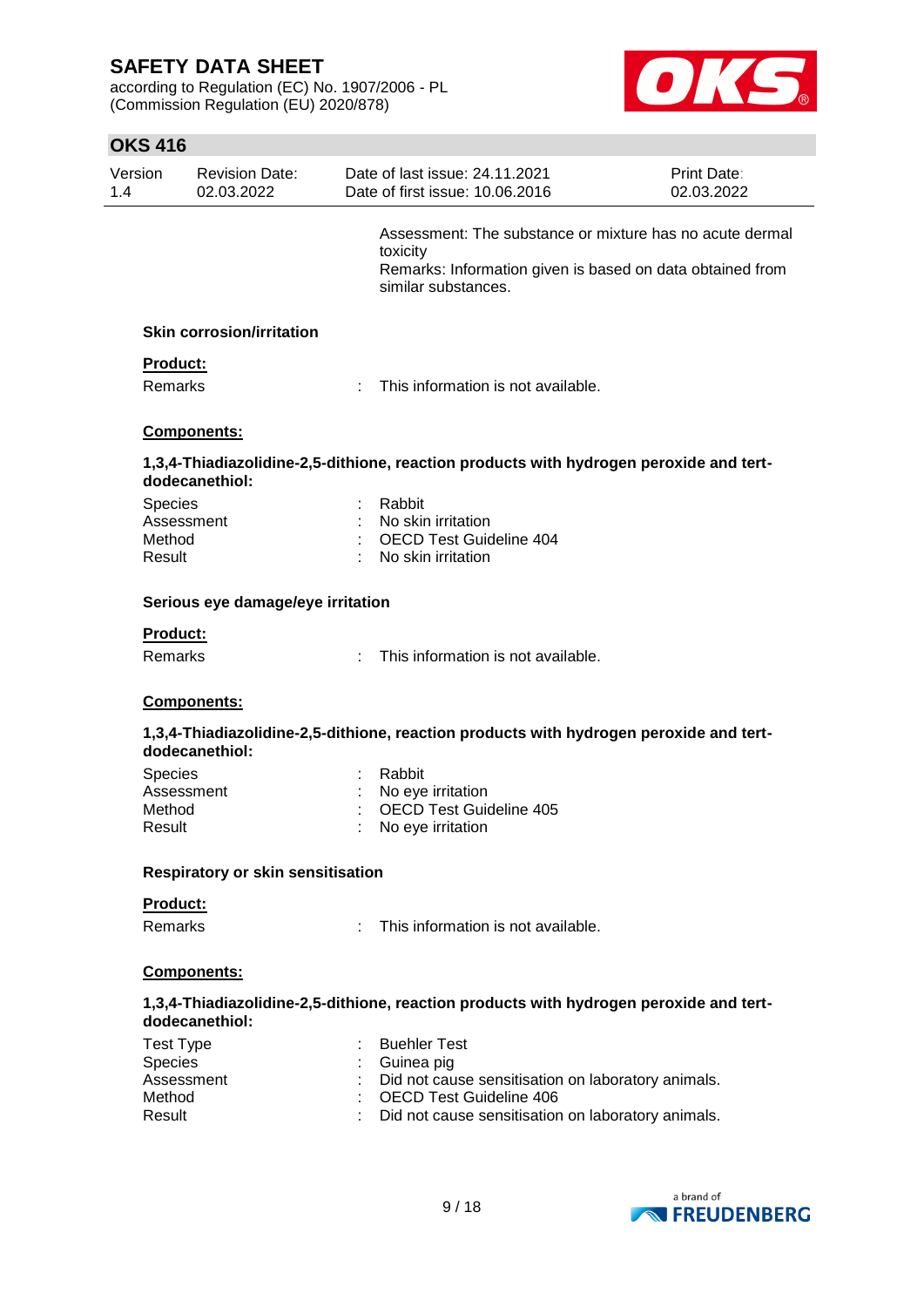Assessment: The substance or mixture has no acute dermal toxicity
Remarks: Information given is based on data obtained from similar substances.

### Skin corrosion/irritation

**Product:**

Remarks : This information is not available.

**Components:**

**1,3,4-Thiadiazolidine-2,5-dithione, reaction products with hydrogen peroxide and tert-dodecanethiol:**

| | |
|---|---|
| Species | : Rabbit |
| Assessment | : No skin irritation |
| Method | : OECD Test Guideline 404 |
| Result | : No skin irritation |

### Serious eye damage/eye irritation

**Product:**

Remarks : This information is not available.

**Components:**

**1,3,4-Thiadiazolidine-2,5-dithione, reaction products with hydrogen peroxide and tert-dodecanethiol:**

| | |
|---|---|
| Species | : Rabbit |
| Assessment | : No eye irritation |
| Method | : OECD Test Guideline 405 |
| Result | : No eye irritation |

### Respiratory or skin sensitisation

**Product:**

Remarks : This information is not available.

**Components:**

**1,3,4-Thiadiazolidine-2,5-dithione, reaction products with hydrogen peroxide and tert-dodecanethiol:**

| | |
|---|---|
| Test Type | : Buehler Test |
| Species | : Guinea pig |
| Assessment | : Did not cause sensitisation on laboratory animals. |
| Method | : OECD Test Guideline 406 |
| Result | : Did not cause sensitisation on laboratory animals. |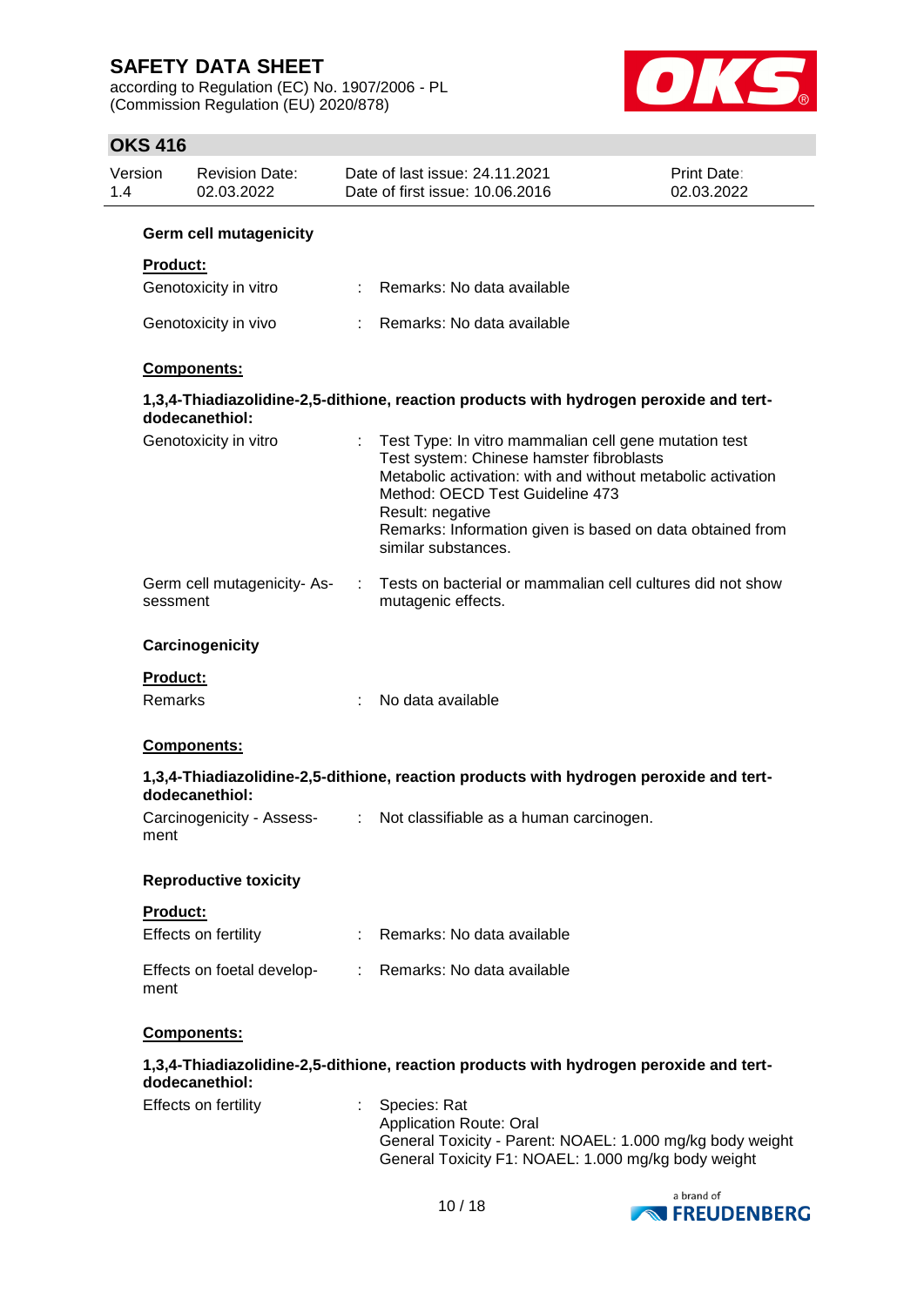**Germ cell mutagenicity**

**Product:**

| | | |
|---|---|---|
| Genotoxicity in vitro | : | Remarks: No data available |
| Genotoxicity in vivo | : | Remarks: No data available |

**Components:**

**1,3,4-Thiadiazolidine-2,5-dithione, reaction products with hydrogen peroxide and tert-dodecanethiol:**

| | | |
|---|---|---|
| Genotoxicity in vitro | : | Test Type: In vitro mammalian cell gene mutation test<br>Test system: Chinese hamster fibroblasts<br>Metabolic activation: with and without metabolic activation<br>Method: OECD Test Guideline 473<br>Result: negative<br>Remarks: Information given is based on data obtained from similar substances. |
| Germ cell mutagenicity- Assessment | : | Tests on bacterial or mammalian cell cultures did not show mutagenic effects. |

**Carcinogenicity**

**Product:**

| | | |
|---|---|---|
| Remarks | : | No data available |

**Components:**

**1,3,4-Thiadiazolidine-2,5-dithione, reaction products with hydrogen peroxide and tert-dodecanethiol:**

| | | |
|---|---|---|
| Carcinogenicity - Assessment | : | Not classifiable as a human carcinogen. |

**Reproductive toxicity**

**Product:**

| | | |
|---|---|---|
| Effects on fertility | : | Remarks: No data available |
| Effects on foetal development | : | Remarks: No data available |

**Components:**

**1,3,4-Thiadiazolidine-2,5-dithione, reaction products with hydrogen peroxide and tert-dodecanethiol:**

| | | |
|---|---|---|
| Effects on fertility | : | Species: Rat<br>Application Route: Oral<br>General Toxicity - Parent: NOAEL: 1.000 mg/kg body weight<br>General Toxicity F1: NOAEL: 1.000 mg/kg body weight |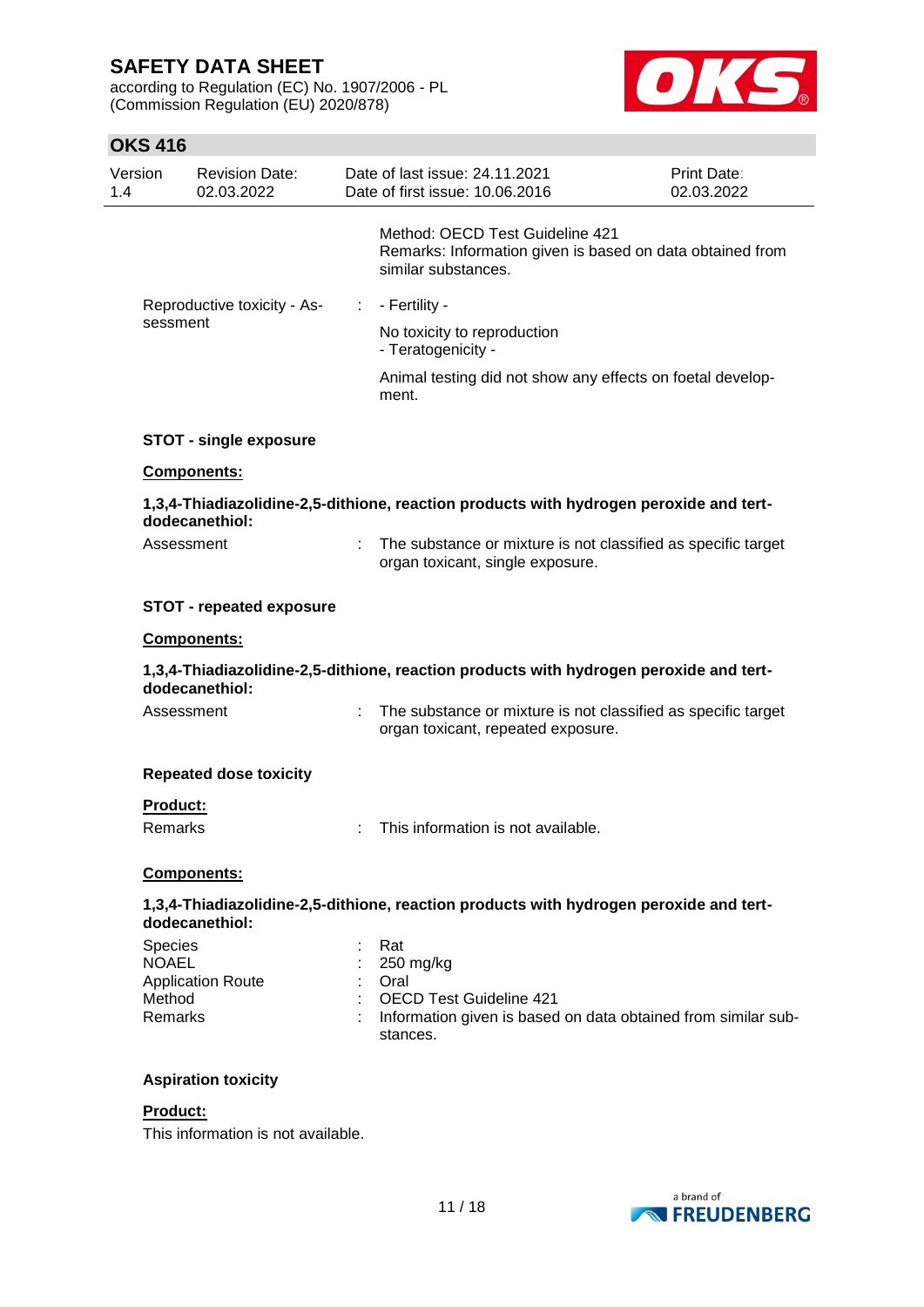Method: OECD Test Guideline 421
Remarks: Information given is based on data obtained from similar substances.

Reproductive toxicity - Assessment : - Fertility -

No toxicity to reproduction
- Teratogenicity -

Animal testing did not show any effects on foetal development.

**STOT - single exposure**

**Components:**

**1,3,4-Thiadiazolidine-2,5-dithione, reaction products with hydrogen peroxide and tert-dodecanethiol:**

Assessment : The substance or mixture is not classified as specific target organ toxicant, single exposure.

**STOT - repeated exposure**

**Components:**

**1,3,4-Thiadiazolidine-2,5-dithione, reaction products with hydrogen peroxide and tert-dodecanethiol:**

Assessment : The substance or mixture is not classified as specific target organ toxicant, repeated exposure.

**Repeated dose toxicity**

**Product:**

Remarks : This information is not available.

**Components:**

**1,3,4-Thiadiazolidine-2,5-dithione, reaction products with hydrogen peroxide and tert-dodecanethiol:**

Species : Rat
NOAEL : 250 mg/kg
Application Route : Oral
Method : OECD Test Guideline 421
Remarks : Information given is based on data obtained from similar substances.

**Aspiration toxicity**

**Product:**

This information is not available.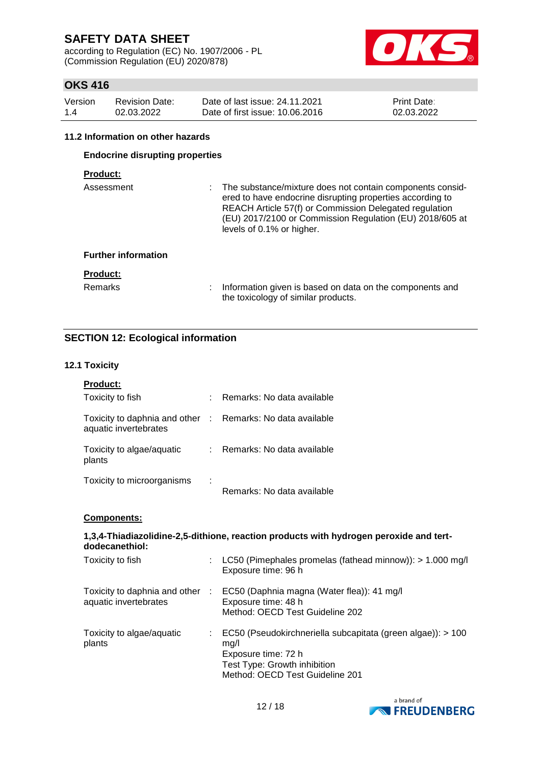### 11.2 Information on other hazards

**Endocrine disrupting properties**

**Product:**

| | | |
|---|---|---|
| Assessment | : | The substance/mixture does not contain components considered to have endocrine disrupting properties according to REACH Article 57(f) or Commission Delegated regulation (EU) 2017/2100 or Commission Regulation (EU) 2018/605 at levels of 0.1% or higher. |

**Further information**

**Product:**

| | | |
|---|---|---|
| Remarks | : | Information given is based on data on the components and the toxicology of similar products. |

## SECTION 12: Ecological information

### 12.1 Toxicity

**Product:**

| | | |
|---|---|---|
| Toxicity to fish | : | Remarks: No data available |
| Toxicity to daphnia and other aquatic invertebrates | : | Remarks: No data available |
| Toxicity to algae/aquatic plants | : | Remarks: No data available |
| Toxicity to microorganisms | : | Remarks: No data available |

**Components:**

**1,3,4-Thiadiazolidine-2,5-dithione, reaction products with hydrogen peroxide and tert-dodecanethiol:**

| | | |
|---|---|---|
| Toxicity to fish | : | LC50 (Pimephales promelas (fathead minnow)): > 1.000 mg/l<br>Exposure time: 96 h |
| Toxicity to daphnia and other aquatic invertebrates | : | EC50 (Daphnia magna (Water flea)): 41 mg/l<br>Exposure time: 48 h<br>Method: OECD Test Guideline 202 |
| Toxicity to algae/aquatic plants | : | EC50 (Pseudokirchneriella subcapitata (green algae)): > 100 mg/l<br>Exposure time: 72 h<br>Test Type: Growth inhibition<br>Method: OECD Test Guideline 201 |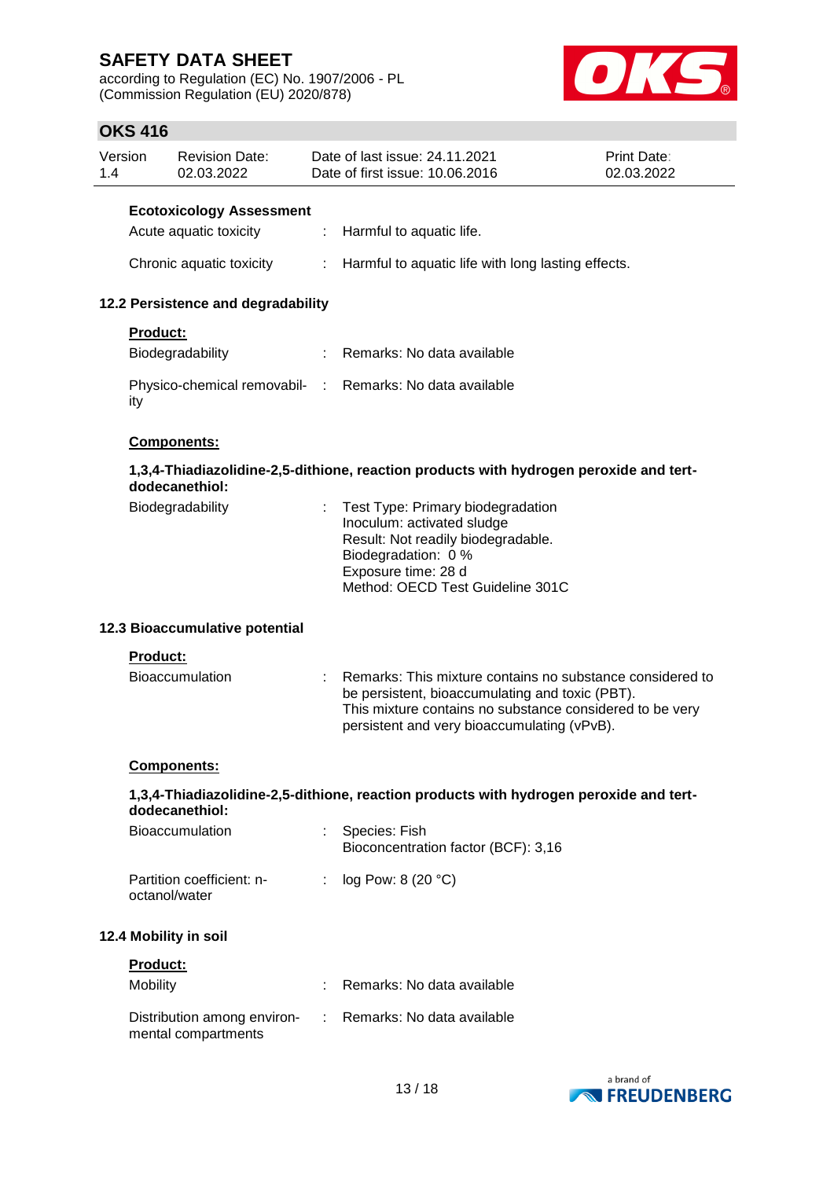**Ecotoxicology Assessment**

Acute aquatic toxicity : Harmful to aquatic life.

Chronic aquatic toxicity : Harmful to aquatic life with long lasting effects.

### 12.2 Persistence and degradability

**Product:**

Biodegradability : Remarks: No data available

Physico-chemical removability : Remarks: No data available

**Components:**

**1,3,4-Thiadiazolidine-2,5-dithione, reaction products with hydrogen peroxide and tert-dodecanethiol:**

Biodegradability : Test Type: Primary biodegradation
Inoculum: activated sludge
Result: Not readily biodegradable.
Biodegradation: 0 %
Exposure time: 28 d
Method: OECD Test Guideline 301C

### 12.3 Bioaccumulative potential

**Product:**

Bioaccumulation : Remarks: This mixture contains no substance considered to be persistent, bioaccumulating and toxic (PBT).
This mixture contains no substance considered to be very persistent and very bioaccumulating (vPvB).

**Components:**

**1,3,4-Thiadiazolidine-2,5-dithione, reaction products with hydrogen peroxide and tert-dodecanethiol:**

Bioaccumulation : Species: Fish
Bioconcentration factor (BCF): 3,16

Partition coefficient: n-octanol/water : log Pow: 8 (20 °C)

### 12.4 Mobility in soil

**Product:**

Mobility : Remarks: No data available

Distribution among environmental compartments : Remarks: No data available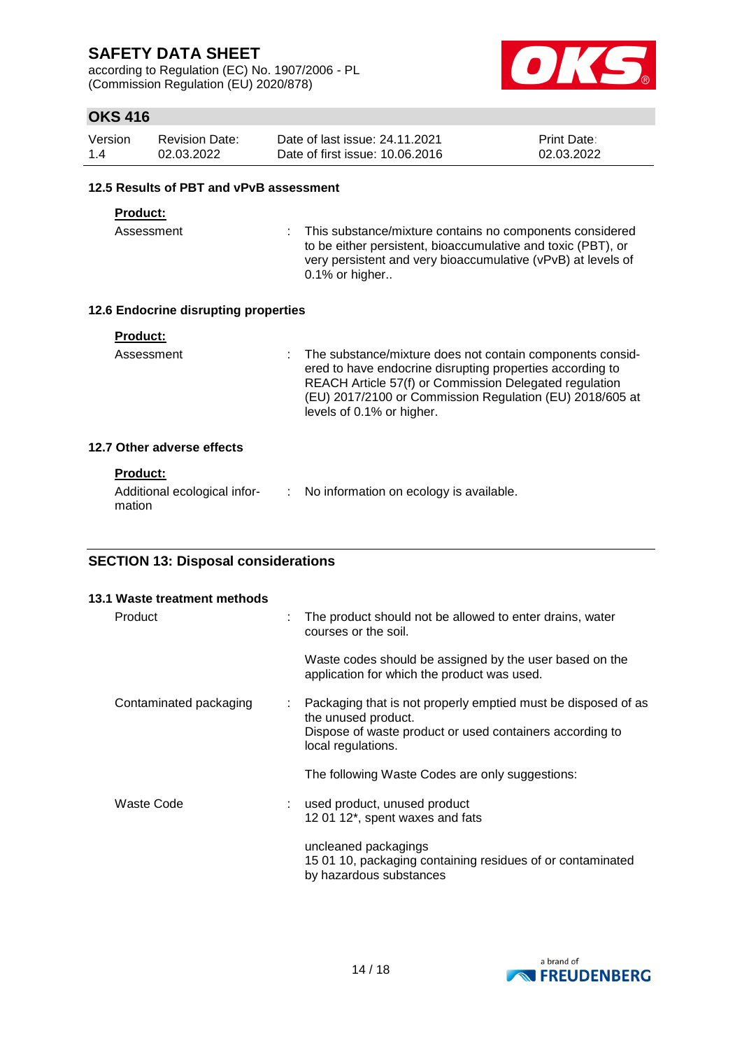### 12.5 Results of PBT and vPvB assessment

**Product:**

| | | |
|---|---|---|
| Assessment | : | This substance/mixture contains no components considered to be either persistent, bioaccumulative and toxic (PBT), or very persistent and very bioaccumulative (vPvB) at levels of 0.1% or higher.. |

### 12.6 Endocrine disrupting properties

**Product:**

| | | |
|---|---|---|
| Assessment | : | The substance/mixture does not contain components considered to have endocrine disrupting properties according to REACH Article 57(f) or Commission Delegated regulation (EU) 2017/2100 or Commission Regulation (EU) 2018/605 at levels of 0.1% or higher. |

### 12.7 Other adverse effects

**Product:**

| | | |
|---|---|---|
| Additional ecological information | : | No information on ecology is available. |

## SECTION 13: Disposal considerations

### 13.1 Waste treatment methods

| | | |
|---|---|---|
| Product | : | The product should not be allowed to enter drains, water courses or the soil.<br><br>Waste codes should be assigned by the user based on the application for which the product was used. |
| Contaminated packaging | : | Packaging that is not properly emptied must be disposed of as the unused product.<br>Dispose of waste product or used containers according to local regulations.<br><br>The following Waste Codes are only suggestions: |
| Waste Code | : | used product, unused product<br>12 01 12*, spent waxes and fats<br><br>uncleaned packagings<br>15 01 10, packaging containing residues of or contaminated by hazardous substances |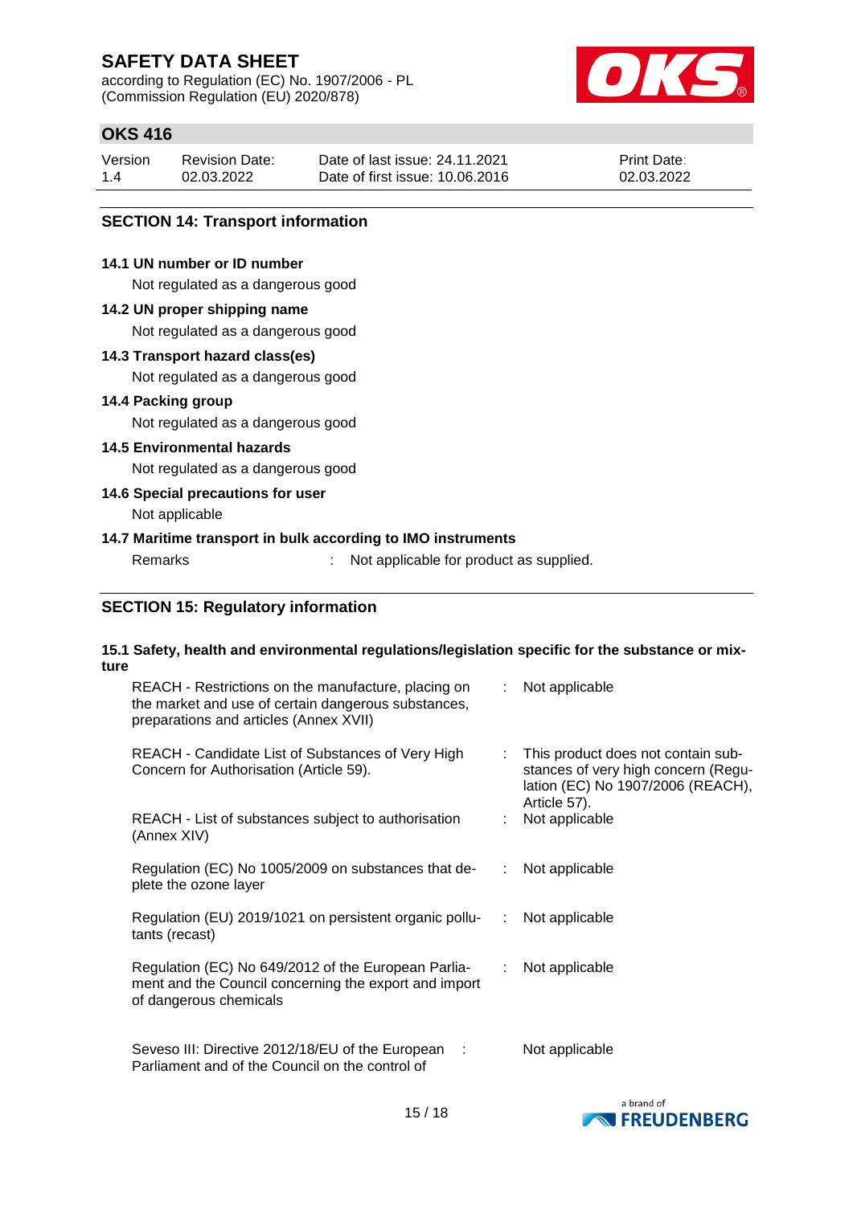## SECTION 14: Transport information

**14.1 UN number or ID number**

Not regulated as a dangerous good

**14.2 UN proper shipping name**

Not regulated as a dangerous good

**14.3 Transport hazard class(es)**

Not regulated as a dangerous good

**14.4 Packing group**

Not regulated as a dangerous good

**14.5 Environmental hazards**

Not regulated as a dangerous good

**14.6 Special precautions for user**

Not applicable

**14.7 Maritime transport in bulk according to IMO instruments**

Remarks : Not applicable for product as supplied.

## SECTION 15: Regulatory information

**15.1 Safety, health and environmental regulations/legislation specific for the substance or mixture**

| | | |
|---|---|---|
| REACH - Restrictions on the manufacture, placing on the market and use of certain dangerous substances, preparations and articles (Annex XVII) | : | Not applicable |
| REACH - Candidate List of Substances of Very High Concern for Authorisation (Article 59). | : | This product does not contain substances of very high concern (Regulation (EC) No 1907/2006 (REACH), Article 57). |
| REACH - List of substances subject to authorisation (Annex XIV) | : | Not applicable |
| Regulation (EC) No 1005/2009 on substances that deplete the ozone layer | : | Not applicable |
| Regulation (EU) 2019/1021 on persistent organic pollutants (recast) | : | Not applicable |
| Regulation (EC) No 649/2012 of the European Parliament and the Council concerning the export and import of dangerous chemicals | : | Not applicable |
| Seveso III: Directive 2012/18/EU of the European Parliament and of the Council on the control of | : | Not applicable |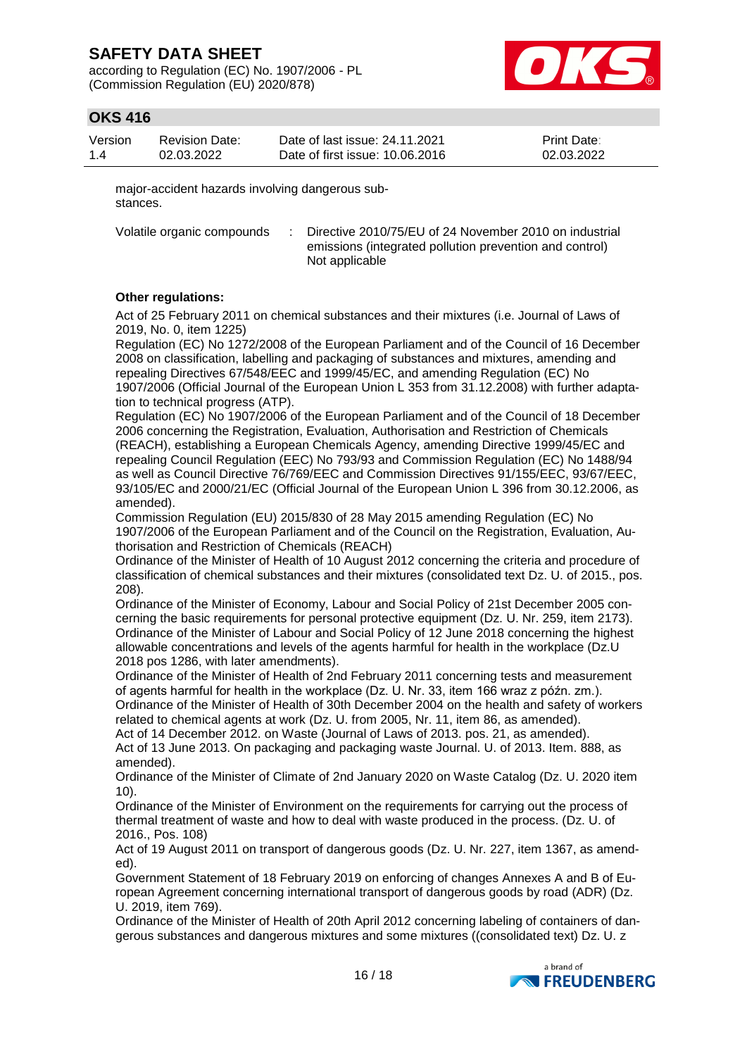major-accident hazards involving dangerous substances.

| Volatile organic compounds | : | Directive 2010/75/EU of 24 November 2010 on industrial emissions (integrated pollution prevention and control)<br>Not applicable |
|---|---|---|

**Other regulations:**

Act of 25 February 2011 on chemical substances and their mixtures (i.e. Journal of Laws of 2019, No. 0, item 1225)
Regulation (EC) No 1272/2008 of the European Parliament and of the Council of 16 December 2008 on classification, labelling and packaging of substances and mixtures, amending and repealing Directives 67/548/EEC and 1999/45/EC, and amending Regulation (EC) No 1907/2006 (Official Journal of the European Union L 353 from 31.12.2008) with further adaptation to technical progress (ATP).
Regulation (EC) No 1907/2006 of the European Parliament and of the Council of 18 December 2006 concerning the Registration, Evaluation, Authorisation and Restriction of Chemicals (REACH), establishing a European Chemicals Agency, amending Directive 1999/45/EC and repealing Council Regulation (EEC) No 793/93 and Commission Regulation (EC) No 1488/94 as well as Council Directive 76/769/EEC and Commission Directives 91/155/EEC, 93/67/EEC, 93/105/EC and 2000/21/EC (Official Journal of the European Union L 396 from 30.12.2006, as amended).
Commission Regulation (EU) 2015/830 of 28 May 2015 amending Regulation (EC) No 1907/2006 of the European Parliament and of the Council on the Registration, Evaluation, Authorisation and Restriction of Chemicals (REACH)
Ordinance of the Minister of Health of 10 August 2012 concerning the criteria and procedure of classification of chemical substances and their mixtures (consolidated text Dz. U. of 2015., pos. 208).
Ordinance of the Minister of Economy, Labour and Social Policy of 21st December 2005 concerning the basic requirements for personal protective equipment (Dz. U. Nr. 259, item 2173).
Ordinance of the Minister of Labour and Social Policy of 12 June 2018 concerning the highest allowable concentrations and levels of the agents harmful for health in the workplace (Dz.U 2018 pos 1286, with later amendments).
Ordinance of the Minister of Health of 2nd February 2011 concerning tests and measurement of agents harmful for health in the workplace (Dz. U. Nr. 33, item 166 wraz z późn. zm.).
Ordinance of the Minister of Health of 30th December 2004 on the health and safety of workers related to chemical agents at work (Dz. U. from 2005, Nr. 11, item 86, as amended).
Act of 14 December 2012. on Waste (Journal of Laws of 2013. pos. 21, as amended).
Act of 13 June 2013. On packaging and packaging waste Journal. U. of 2013. Item. 888, as amended).
Ordinance of the Minister of Climate of 2nd January 2020 on Waste Catalog (Dz. U. 2020 item 10).
Ordinance of the Minister of Environment on the requirements for carrying out the process of thermal treatment of waste and how to deal with waste produced in the process. (Dz. U. of 2016., Pos. 108)
Act of 19 August 2011 on transport of dangerous goods (Dz. U. Nr. 227, item 1367, as amended).
Government Statement of 18 February 2019 on enforcing of changes Annexes A and B of European Agreement concerning international transport of dangerous goods by road (ADR) (Dz. U. 2019, item 769).
Ordinance of the Minister of Health of 20th April 2012 concerning labeling of containers of dangerous substances and dangerous mixtures and some mixtures ((consolidated text) Dz. U. z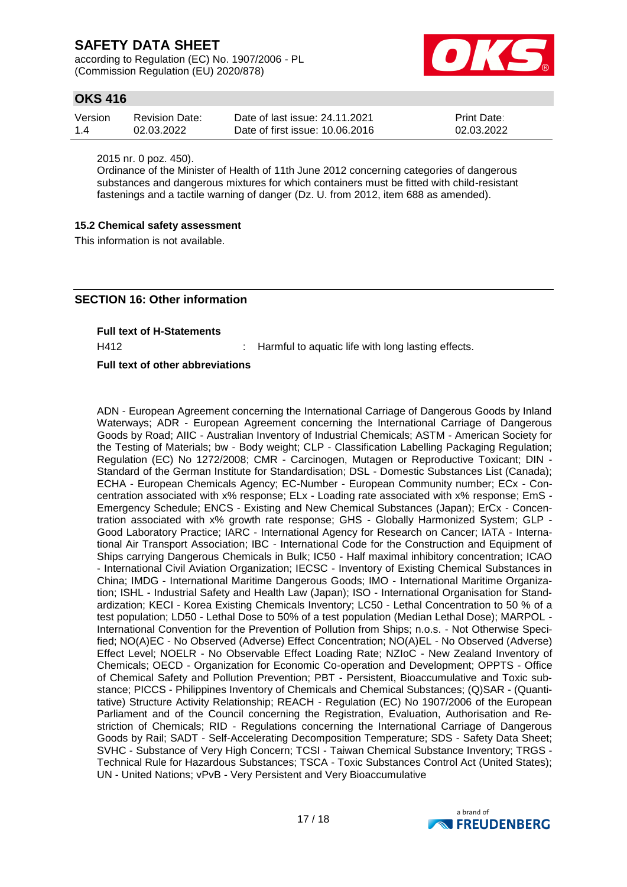2015 nr. 0 poz. 450).

Ordinance of the Minister of Health of 11th June 2012 concerning categories of dangerous substances and dangerous mixtures for which containers must be fitted with child-resistant fastenings and a tactile warning of danger (Dz. U. from 2012, item 688 as amended).

**15.2 Chemical safety assessment**

This information is not available.

## SECTION 16: Other information

**Full text of H-Statements**

H412 : Harmful to aquatic life with long lasting effects.

**Full text of other abbreviations**

ADN - European Agreement concerning the International Carriage of Dangerous Goods by Inland Waterways; ADR - European Agreement concerning the International Carriage of Dangerous Goods by Road; AIIC - Australian Inventory of Industrial Chemicals; ASTM - American Society for the Testing of Materials; bw - Body weight; CLP - Classification Labelling Packaging Regulation; Regulation (EC) No 1272/2008; CMR - Carcinogen, Mutagen or Reproductive Toxicant; DIN - Standard of the German Institute for Standardisation; DSL - Domestic Substances List (Canada); ECHA - European Chemicals Agency; EC-Number - European Community number; ECx - Concentration associated with x% response; ELx - Loading rate associated with x% response; EmS - Emergency Schedule; ENCS - Existing and New Chemical Substances (Japan); ErCx - Concentration associated with x% growth rate response; GHS - Globally Harmonized System; GLP - Good Laboratory Practice; IARC - International Agency for Research on Cancer; IATA - International Air Transport Association; IBC - International Code for the Construction and Equipment of Ships carrying Dangerous Chemicals in Bulk; IC50 - Half maximal inhibitory concentration; ICAO - International Civil Aviation Organization; IECSC - Inventory of Existing Chemical Substances in China; IMDG - International Maritime Dangerous Goods; IMO - International Maritime Organization; ISHL - Industrial Safety and Health Law (Japan); ISO - International Organisation for Standardization; KECI - Korea Existing Chemicals Inventory; LC50 - Lethal Concentration to 50 % of a test population; LD50 - Lethal Dose to 50% of a test population (Median Lethal Dose); MARPOL - International Convention for the Prevention of Pollution from Ships; n.o.s. - Not Otherwise Specified; NO(A)EC - No Observed (Adverse) Effect Concentration; NO(A)EL - No Observed (Adverse) Effect Level; NOELR - No Observable Effect Loading Rate; NZIoC - New Zealand Inventory of Chemicals; OECD - Organization for Economic Co-operation and Development; OPPTS - Office of Chemical Safety and Pollution Prevention; PBT - Persistent, Bioaccumulative and Toxic substance; PICCS - Philippines Inventory of Chemicals and Chemical Substances; (Q)SAR - (Quantitative) Structure Activity Relationship; REACH - Regulation (EC) No 1907/2006 of the European Parliament and of the Council concerning the Registration, Evaluation, Authorisation and Restriction of Chemicals; RID - Regulations concerning the International Carriage of Dangerous Goods by Rail; SADT - Self-Accelerating Decomposition Temperature; SDS - Safety Data Sheet; SVHC - Substance of Very High Concern; TCSI - Taiwan Chemical Substance Inventory; TRGS - Technical Rule for Hazardous Substances; TSCA - Toxic Substances Control Act (United States); UN - United Nations; vPvB - Very Persistent and Very Bioaccumulative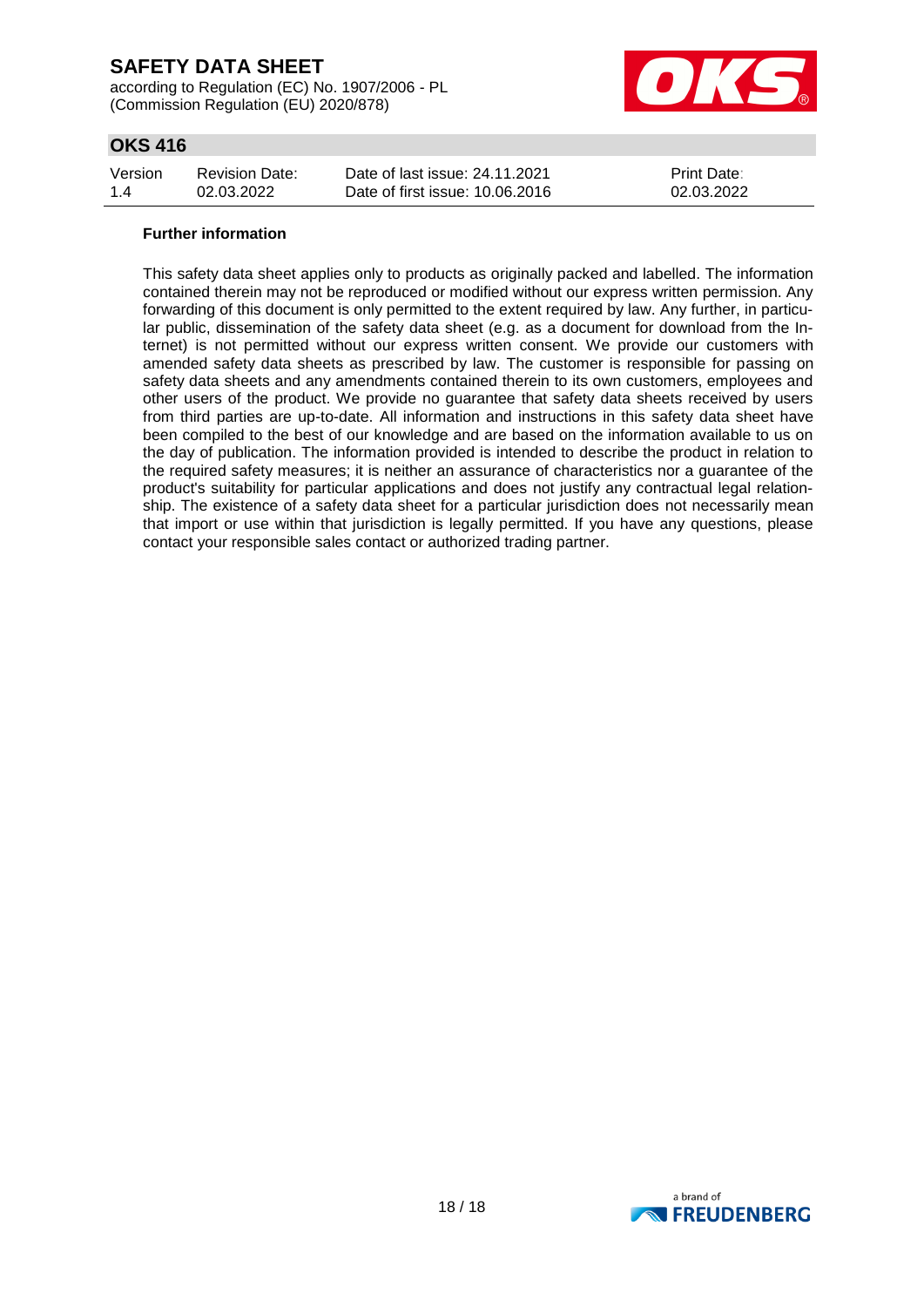**Further information**

This safety data sheet applies only to products as originally packed and labelled. The information contained therein may not be reproduced or modified without our express written permission. Any forwarding of this document is only permitted to the extent required by law. Any further, in particular public, dissemination of the safety data sheet (e.g. as a document for download from the Internet) is not permitted without our express written consent. We provide our customers with amended safety data sheets as prescribed by law. The customer is responsible for passing on safety data sheets and any amendments contained therein to its own customers, employees and other users of the product. We provide no guarantee that safety data sheets received by users from third parties are up-to-date. All information and instructions in this safety data sheet have been compiled to the best of our knowledge and are based on the information available to us on the day of publication. The information provided is intended to describe the product in relation to the required safety measures; it is neither an assurance of characteristics nor a guarantee of the product's suitability for particular applications and does not justify any contractual legal relationship. The existence of a safety data sheet for a particular jurisdiction does not necessarily mean that import or use within that jurisdiction is legally permitted. If you have any questions, please contact your responsible sales contact or authorized trading partner.